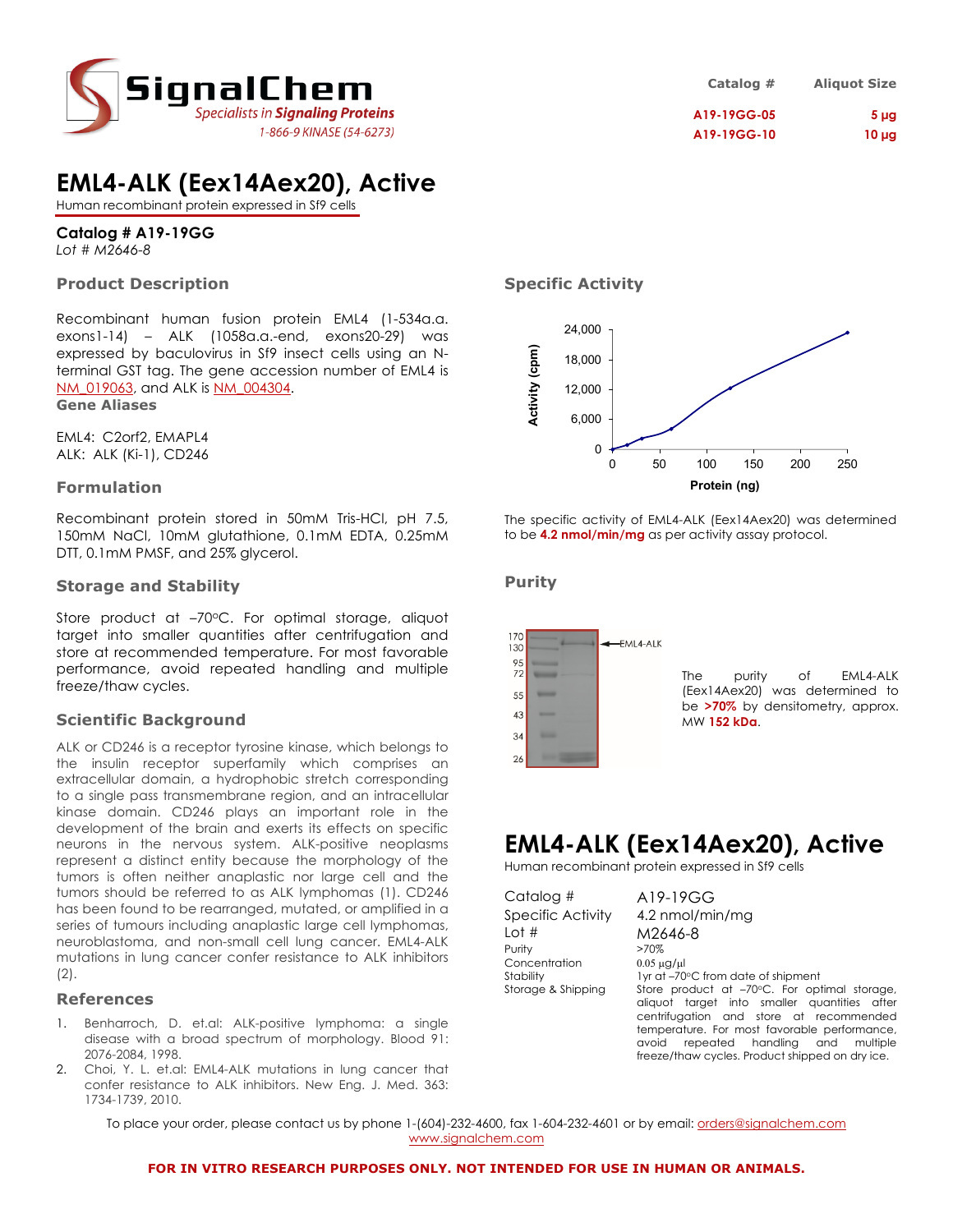SignalChem
*Specialists in **Signaling Proteins***
1-866-9 KINASE (54-6273)

| Catalog # | Aliquot Size |
|---|---|
| A19-19GG-05 | 5 µg |
| A19-19GG-10 | 10 µg |

# EML4-ALK (Eex14Aex20), Active

Human recombinant protein expressed in Sf9 cells

**Catalog # A19-19GG**
*Lot # M2646-8*

## Product Description

Recombinant human fusion protein EML4 (1-534a.a. exons1-14) – ALK (1058a.a.-end, exons20-29) was expressed by baculovirus in Sf9 insect cells using an N-terminal GST tag. The gene accession number of EML4 is NM_019063, and ALK is NM_004304.

## Gene Aliases

EML4: C2orf2, EMAPL4
ALK: ALK (Ki-1), CD246

## Formulation

Recombinant protein stored in 50mM Tris-HCl, pH 7.5, 150mM NaCl, 10mM glutathione, 0.1mM EDTA, 0.25mM DTT, 0.1mM PMSF, and 25% glycerol.

## Storage and Stability

Store product at –70ºC. For optimal storage, aliquot target into smaller quantities after centrifugation and store at recommended temperature. For most favorable performance, avoid repeated handling and multiple freeze/thaw cycles.

## Scientific Background

ALK or CD246 is a receptor tyrosine kinase, which belongs to the insulin receptor superfamily which comprises an extracellular domain, a hydrophobic stretch corresponding to a single pass transmembrane region, and an intracellular kinase domain. CD246 plays an important role in the development of the brain and exerts its effects on specific neurons in the nervous system. ALK-positive neoplasms represent a distinct entity because the morphology of the tumors is often neither anaplastic nor large cell and the tumors should be referred to as ALK lymphomas (1). CD246 has been found to be rearranged, mutated, or amplified in a series of tumours including anaplastic large cell lymphomas, neuroblastoma, and non-small cell lung cancer. EML4-ALK mutations in lung cancer confer resistance to ALK inhibitors (2).

## References

1. Benharroch, D. et.al: ALK-positive lymphoma: a single disease with a broad spectrum of morphology. Blood 91: 2076-2084, 1998.
2. Choi, Y. L. et.al: EML4-ALK mutations in lung cancer that confer resistance to ALK inhibitors. New Eng. J. Med. 363: 1734-1739, 2010.

## Specific Activity

The specific activity of EML4-ALK (Eex14Aex20) was determined to be **4.2 nmol/min/mg** as per activity assay protocol.

## Purity

The purity of EML4-ALK (Eex14Aex20) was determined to be **>70%** by densitometry, approx. MW **152 kDa**.

# EML4-ALK (Eex14Aex20), Active

Human recombinant protein expressed in Sf9 cells

| | |
|---|---|
| Catalog # | A19-19GG |
| Specific Activity | 4.2 nmol/min/mg |
| Lot # | M2646-8 |
| Purity | >70% |
| Concentration | 0.05 µg/µl |
| Stability | 1yr at –70ºC from date of shipment |
| Storage & Shipping | Store product at –70ºC. For optimal storage, aliquot target into smaller quantities after centrifugation and store at recommended temperature. For most favorable performance, avoid repeated handling and multiple freeze/thaw cycles. Product shipped on dry ice. |

To place your order, please contact us by phone 1-(604)-232-4600, fax 1-604-232-4601 or by email: orders@signalchem.com
www.signalchem.com

**FOR IN VITRO RESEARCH PURPOSES ONLY. NOT INTENDED FOR USE IN HUMAN OR ANIMALS.**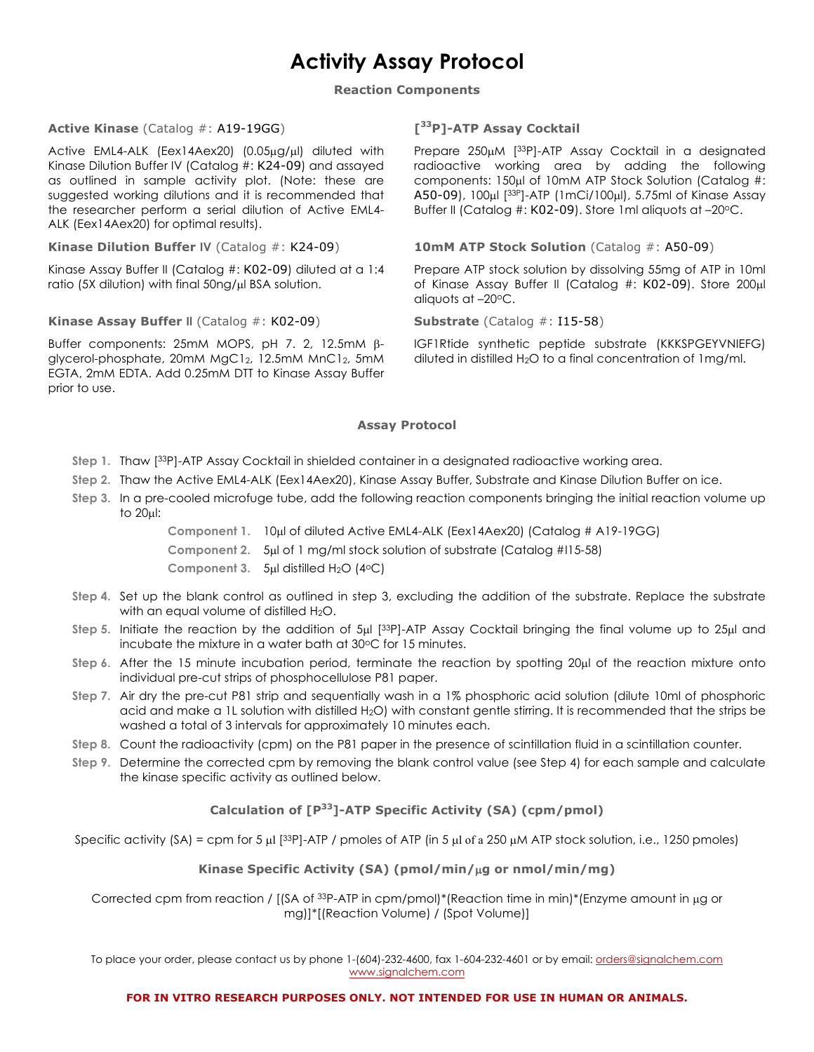# Activity Assay Protocol

### Reaction Components

**Active Kinase** (Catalog #: A19-19GG)

Active EML4-ALK (Eex14Aex20) (0.05μg/μl) diluted with Kinase Dilution Buffer IV (Catalog #: K24-09) and assayed as outlined in sample activity plot. (Note: these are suggested working dilutions and it is recommended that the researcher perform a serial dilution of Active EML4-ALK (Eex14Aex20) for optimal results).

**Kinase Dilution Buffer IV** (Catalog #: K24-09)

Kinase Assay Buffer II (Catalog #: K02-09) diluted at a 1:4 ratio (5X dilution) with final 50ng/μl BSA solution.

**Kinase Assay Buffer II** (Catalog #: K02-09)

Buffer components: 25mM MOPS, pH 7. 2, 12.5mM β-glycerol-phosphate, 20mM $MgCl_2$, 12.5mM $MnCl_2$, 5mM EGTA, 2mM EDTA. Add 0.25mM DTT to Kinase Assay Buffer prior to use.

**[$^{33}$P]-ATP Assay Cocktail**

Prepare 250μM [$^{33}$P]-ATP Assay Cocktail in a designated radioactive working area by adding the following components: 150μl of 10mM ATP Stock Solution (Catalog #: A50-09), 100μl [$^{33}$P]-ATP (1mCi/100μl), 5.75ml of Kinase Assay Buffer II (Catalog #: K02-09). Store 1ml aliquots at –20°C.

**10mM ATP Stock Solution** (Catalog #: A50-09)

Prepare ATP stock solution by dissolving 55mg of ATP in 10ml of Kinase Assay Buffer II (Catalog #: K02-09). Store 200μl aliquots at –20°C.

**Substrate** (Catalog #: I15-58)

IGF1Rtide synthetic peptide substrate (KKKSPGEYVNIEFG) diluted in distilled $H_2O$ to a final concentration of 1mg/ml.

### Assay Protocol

- **Step 1.** Thaw [$^{33}$P]-ATP Assay Cocktail in shielded container in a designated radioactive working area.
- **Step 2.** Thaw the Active EML4-ALK (Eex14Aex20), Kinase Assay Buffer, Substrate and Kinase Dilution Buffer on ice.
- **Step 3.** In a pre-cooled microfuge tube, add the following reaction components bringing the initial reaction volume up to 20μl:
  - **Component 1.** 10μl of diluted Active EML4-ALK (Eex14Aex20) (Catalog # A19-19GG)
  - **Component 2.** 5μl of 1 mg/ml stock solution of substrate (Catalog #I15-58)
  - **Component 3.** 5μl distilled $H_2O$ (4°C)
- **Step 4.** Set up the blank control as outlined in step 3, excluding the addition of the substrate. Replace the substrate with an equal volume of distilled $H_2O$.
- **Step 5.** Initiate the reaction by the addition of 5μl [$^{33}$P]-ATP Assay Cocktail bringing the final volume up to 25μl and incubate the mixture in a water bath at 30°C for 15 minutes.
- **Step 6.** After the 15 minute incubation period, terminate the reaction by spotting 20μl of the reaction mixture onto individual pre-cut strips of phosphocellulose P81 paper.
- **Step 7.** Air dry the pre-cut P81 strip and sequentially wash in a 1% phosphoric acid solution (dilute 10ml of phosphoric acid and make a 1L solution with distilled $H_2O$) with constant gentle stirring. It is recommended that the strips be washed a total of 3 intervals for approximately 10 minutes each.
- **Step 8.** Count the radioactivity (cpm) on the P81 paper in the presence of scintillation fluid in a scintillation counter.
- **Step 9.** Determine the corrected cpm by removing the blank control value (see Step 4) for each sample and calculate the kinase specific activity as outlined below.

### Calculation of [P$^{33}$]-ATP Specific Activity (SA) (cpm/pmol)

Specific activity (SA) = cpm for 5 μl [$^{33}$P]-ATP / pmoles of ATP (in 5 μl of a 250 μM ATP stock solution, i.e., 1250 pmoles)

### Kinase Specific Activity (SA) (pmol/min/μg or nmol/min/mg)

Corrected cpm from reaction / [(SA of $^{33}$P-ATP in cpm/pmol)*(Reaction time in min)*(Enzyme amount in μg or mg)]*[(Reaction Volume) / (Spot Volume)]

To place your order, please contact us by phone 1-(604)-232-4600, fax 1-604-232-4601 or by email: orders@signalchem.com
www.signalchem.com

**FOR IN VITRO RESEARCH PURPOSES ONLY. NOT INTENDED FOR USE IN HUMAN OR ANIMALS.**